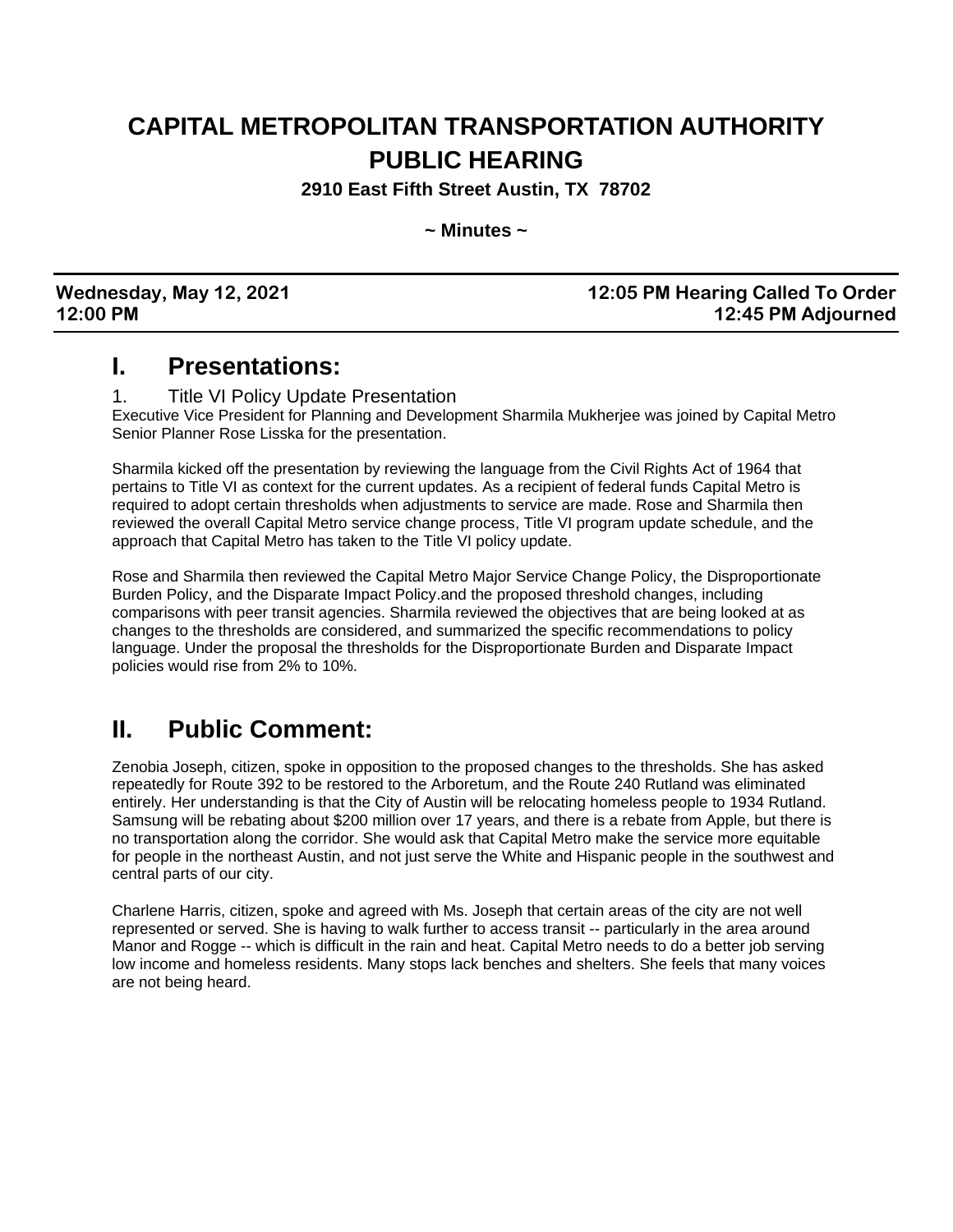# CAPITAL METROPOLITAN TRANSPORTATION AUTHORITY PUBLIC HEARING

**2910 East Fifth Street Austin, TX 78702**

**~ Minutes ~**

| **Wednesday, May 12, 2021** | **12:05 PM Hearing Called To Order** |
|---|---|
| **12:00 PM** | **12:45 PM Adjourned** |

## I. Presentations:

1. Title VI Policy Update Presentation

Executive Vice President for Planning and Development Sharmila Mukherjee was joined by Capital Metro Senior Planner Rose Lisska for the presentation.

Sharmila kicked off the presentation by reviewing the language from the Civil Rights Act of 1964 that pertains to Title VI as context for the current updates. As a recipient of federal funds Capital Metro is required to adopt certain thresholds when adjustments to service are made. Rose and Sharmila then reviewed the overall Capital Metro service change process, Title VI program update schedule, and the approach that Capital Metro has taken to the Title VI policy update.

Rose and Sharmila then reviewed the Capital Metro Major Service Change Policy, the Disproportionate Burden Policy, and the Disparate Impact Policy.and the proposed threshold changes, including comparisons with peer transit agencies. Sharmila reviewed the objectives that are being looked at as changes to the thresholds are considered, and summarized the specific recommendations to policy language. Under the proposal the thresholds for the Disproportionate Burden and Disparate Impact policies would rise from 2% to 10%.

## II. Public Comment:

Zenobia Joseph, citizen, spoke in opposition to the proposed changes to the thresholds. She has asked repeatedly for Route 392 to be restored to the Arboretum, and the Route 240 Rutland was eliminated entirely. Her understanding is that the City of Austin will be relocating homeless people to 1934 Rutland. Samsung will be rebating about $200 million over 17 years, and there is a rebate from Apple, but there is no transportation along the corridor. She would ask that Capital Metro make the service more equitable for people in the northeast Austin, and not just serve the White and Hispanic people in the southwest and central parts of our city.

Charlene Harris, citizen, spoke and agreed with Ms. Joseph that certain areas of the city are not well represented or served. She is having to walk further to access transit -- particularly in the area around Manor and Rogge -- which is difficult in the rain and heat. Capital Metro needs to do a better job serving low income and homeless residents. Many stops lack benches and shelters. She feels that many voices are not being heard.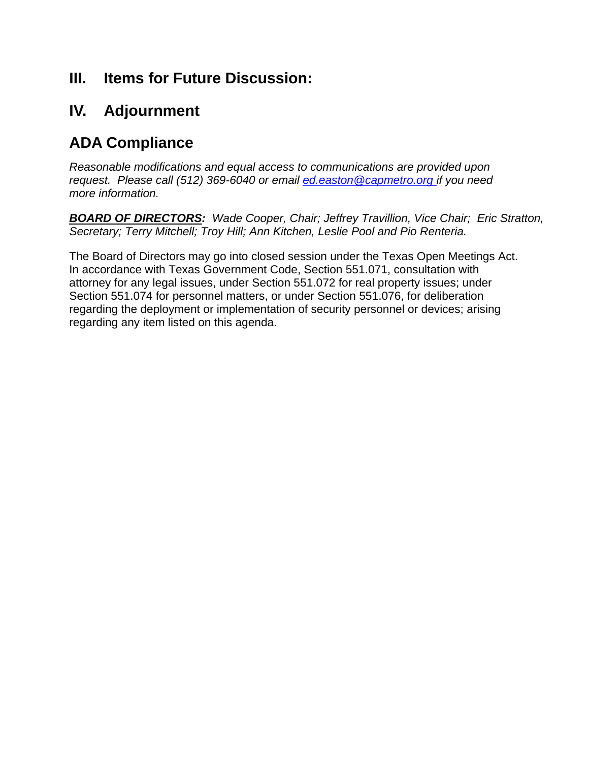## III. Items for Future Discussion:

## IV. Adjournment

## ADA Compliance

*Reasonable modifications and equal access to communications are provided upon request. Please call (512) 369-6040 or email ed.easton@capmetro.org if you need more information.*

***BOARD OF DIRECTORS:*** *Wade Cooper, Chair; Jeffrey Travillion, Vice Chair; Eric Stratton, Secretary; Terry Mitchell; Troy Hill; Ann Kitchen, Leslie Pool and Pio Renteria.*

The Board of Directors may go into closed session under the Texas Open Meetings Act. In accordance with Texas Government Code, Section 551.071, consultation with attorney for any legal issues, under Section 551.072 for real property issues; under Section 551.074 for personnel matters, or under Section 551.076, for deliberation regarding the deployment or implementation of security personnel or devices; arising regarding any item listed on this agenda.